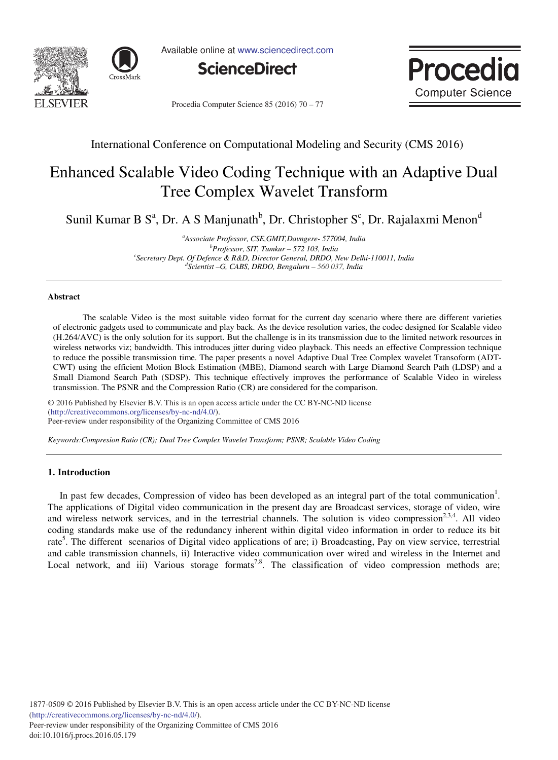Available online at www.sciencedirect.com

**ScienceDirect**

International Conference on Computational Modeling and Security (CMS 2016)

# Enhanced Scalable Video Coding Technique with an Adaptive Dual Tree Complex Wavelet Transform

Sunil Kumar B S[a], Dr. A S Manjunath[b], Dr. Christopher S[c], Dr. Rajalaxmi Menon[d]

*[a]Associate Professor, CSE,GMIT,Davngere- 577004, India*
*[b]Professor, SIT, Tumkur – 572 103, India*
*[c]Secretary Dept. Of Defence & R&D, Director General, DRDO, New Delhi-110011, India*
*[d]Scientist –G, CABS, DRDO, Bengaluru – 560 037, India*

---

**Abstract**

The scalable Video is the most suitable video format for the current day scenario where there are different varieties of electronic gadgets used to communicate and play back. As the device resolution varies, the codec designed for Scalable video (H.264/AVC) is the only solution for its support. But the challenge is in its transmission due to the limited network resources in wireless networks viz; bandwidth. This introduces jitter during video playback. This needs an effective Compression technique to reduce the possible transmission time. The paper presents a novel Adaptive Dual Tree Complex wavelet Transoform (ADT-CWT) using the efficient Motion Block Estimation (MBE), Diamond search with Large Diamond Search Path (LDSP) and a Small Diamond Search Path (SDSP). This technique effectively improves the performance of Scalable Video in wireless transmission. The PSNR and the Compression Ratio (CR) are considered for the comparison.

© 2016 Published by Elsevier B.V. This is an open access article under the CC BY-NC-ND license (http://creativecommons.org/licenses/by-nc-nd/4.0/).
Peer-review under responsibility of the Organizing Committee of CMS 2016

*Keywords:Compresion Ratio (CR); Dual Tree Complex Wavelet Transform; PSNR; Scalable Video Coding*

---

## 1. Introduction

In past few decades, Compression of video has been developed as an integral part of the total communication[1]. The applications of Digital video communication in the present day are Broadcast services, storage of video, wire and wireless network services, and in the terrestrial channels. The solution is video compression[2,3,4]. All video coding standards make use of the redundancy inherent within digital video information in order to reduce its bit rate[5]. The different scenarios of Digital video applications of are; i) Broadcasting, Pay on view service, terrestrial and cable transmission channels, ii) Interactive video communication over wired and wireless in the Internet and Local network, and iii) Various storage formats[7,8]. The classification of video compression methods are;

1877-0509 © 2016 Published by Elsevier B.V. This is an open access article under the CC BY-NC-ND license (http://creativecommons.org/licenses/by-nc-nd/4.0/).
Peer-review under responsibility of the Organizing Committee of CMS 2016
doi:10.1016/j.procs.2016.05.179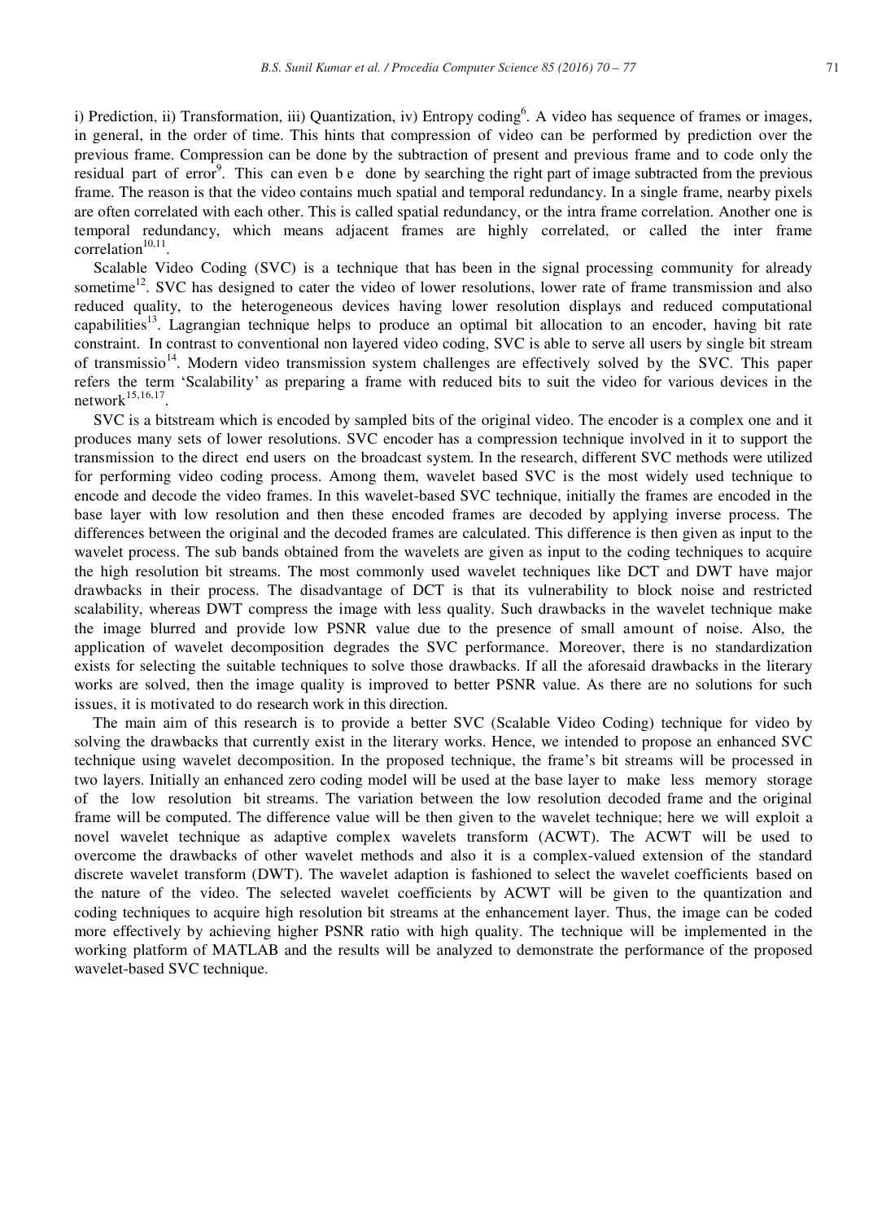i) Prediction, ii) Transformation, iii) Quantization, iv) Entropy coding[6]. A video has sequence of frames or images, in general, in the order of time. This hints that compression of video can be performed by prediction over the previous frame. Compression can be done by the subtraction of present and previous frame and to code only the residual part of error[9]. This can even be done by searching the right part of image subtracted from the previous frame. The reason is that the video contains much spatial and temporal redundancy. In a single frame, nearby pixels are often correlated with each other. This is called spatial redundancy, or the intra frame correlation. Another one is temporal redundancy, which means adjacent frames are highly correlated, or called the inter frame correlation[10,11].

Scalable Video Coding (SVC) is a technique that has been in the signal processing community for already sometime[12]. SVC has designed to cater the video of lower resolutions, lower rate of frame transmission and also reduced quality, to the heterogeneous devices having lower resolution displays and reduced computational capabilities[13]. Lagrangian technique helps to produce an optimal bit allocation to an encoder, having bit rate constraint. In contrast to conventional non layered video coding, SVC is able to serve all users by single bit stream of transmissio[14]. Modern video transmission system challenges are effectively solved by the SVC. This paper refers the term 'Scalability' as preparing a frame with reduced bits to suit the video for various devices in the network[15,16,17].

SVC is a bitstream which is encoded by sampled bits of the original video. The encoder is a complex one and it produces many sets of lower resolutions. SVC encoder has a compression technique involved in it to support the transmission to the direct end users on the broadcast system. In the research, different SVC methods were utilized for performing video coding process. Among them, wavelet based SVC is the most widely used technique to encode and decode the video frames. In this wavelet-based SVC technique, initially the frames are encoded in the base layer with low resolution and then these encoded frames are decoded by applying inverse process. The differences between the original and the decoded frames are calculated. This difference is then given as input to the wavelet process. The sub bands obtained from the wavelets are given as input to the coding techniques to acquire the high resolution bit streams. The most commonly used wavelet techniques like DCT and DWT have major drawbacks in their process. The disadvantage of DCT is that its vulnerability to block noise and restricted scalability, whereas DWT compress the image with less quality. Such drawbacks in the wavelet technique make the image blurred and provide low PSNR value due to the presence of small amount of noise. Also, the application of wavelet decomposition degrades the SVC performance. Moreover, there is no standardization exists for selecting the suitable techniques to solve those drawbacks. If all the aforesaid drawbacks in the literary works are solved, then the image quality is improved to better PSNR value. As there are no solutions for such issues, it is motivated to do research work in this direction.

The main aim of this research is to provide a better SVC (Scalable Video Coding) technique for video by solving the drawbacks that currently exist in the literary works. Hence, we intended to propose an enhanced SVC technique using wavelet decomposition. In the proposed technique, the frame's bit streams will be processed in two layers. Initially an enhanced zero coding model will be used at the base layer to make less memory storage of the low resolution bit streams. The variation between the low resolution decoded frame and the original frame will be computed. The difference value will be then given to the wavelet technique; here we will exploit a novel wavelet technique as adaptive complex wavelets transform (ACWT). The ACWT will be used to overcome the drawbacks of other wavelet methods and also it is a complex-valued extension of the standard discrete wavelet transform (DWT). The wavelet adaption is fashioned to select the wavelet coefficients based on the nature of the video. The selected wavelet coefficients by ACWT will be given to the quantization and coding techniques to acquire high resolution bit streams at the enhancement layer. Thus, the image can be coded more effectively by achieving higher PSNR ratio with high quality. The technique will be implemented in the working platform of MATLAB and the results will be analyzed to demonstrate the performance of the proposed wavelet-based SVC technique.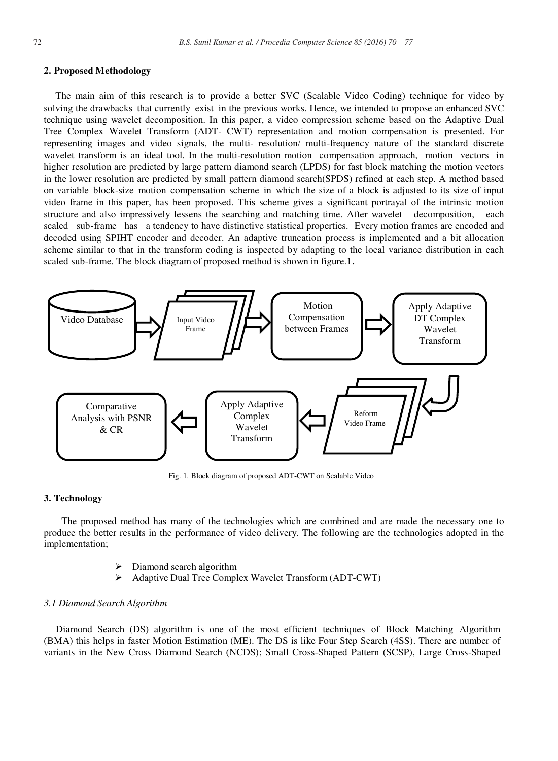## 2. Proposed Methodology

The main aim of this research is to provide a better SVC (Scalable Video Coding) technique for video by solving the drawbacks that currently exist in the previous works. Hence, we intended to propose an enhanced SVC technique using wavelet decomposition. In this paper, a video compression scheme based on the Adaptive Dual Tree Complex Wavelet Transform (ADT- CWT) representation and motion compensation is presented. For representing images and video signals, the multi- resolution/ multi-frequency nature of the standard discrete wavelet transform is an ideal tool. In the multi-resolution motion compensation approach, motion vectors in higher resolution are predicted by large pattern diamond search (LPDS) for fast block matching the motion vectors in the lower resolution are predicted by small pattern diamond search(SPDS) refined at each step. A method based on variable block-size motion compensation scheme in which the size of a block is adjusted to its size of input video frame in this paper, has been proposed. This scheme gives a significant portrayal of the intrinsic motion structure and also impressively lessens the searching and matching time. After wavelet decomposition, each scaled sub-frame has a tendency to have distinctive statistical properties. Every motion frames are encoded and decoded using SPIHT encoder and decoder. An adaptive truncation process is implemented and a bit allocation scheme similar to that in the transform coding is inspected by adapting to the local variance distribution in each scaled sub-frame. The block diagram of proposed method is shown in figure.1.

Video Database

Input Video Frame

Motion Compensation between Frames

Apply Adaptive DT Complex Wavelet Transform

Reform Video Frame

Apply Adaptive Complex Wavelet Transform

Comparative Analysis with PSNR & CR

Fig. 1. Block diagram of proposed ADT-CWT on Scalable Video

## 3. Technology

The proposed method has many of the technologies which are combined and are made the necessary one to produce the better results in the performance of video delivery. The following are the technologies adopted in the implementation;

- Diamond search algorithm
- Adaptive Dual Tree Complex Wavelet Transform (ADT-CWT)

### *3.1 Diamond Search Algorithm*

Diamond Search (DS) algorithm is one of the most efficient techniques of Block Matching Algorithm (BMA) this helps in faster Motion Estimation (ME). The DS is like Four Step Search (4SS). There are number of variants in the New Cross Diamond Search (NCDS); Small Cross-Shaped Pattern (SCSP), Large Cross-Shaped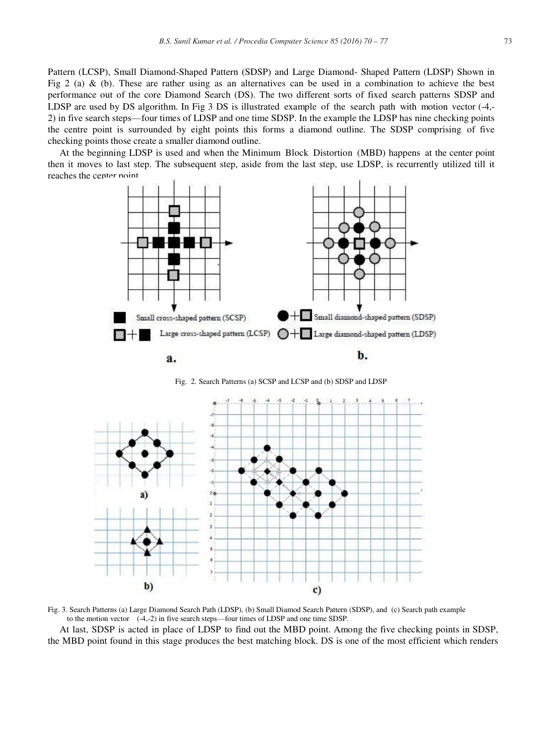Pattern (LCSP), Small Diamond-Shaped Pattern (SDSP) and Large Diamond- Shaped Pattern (LDSP) Shown in Fig 2 (a) & (b). These are rather using as an alternatives can be used in a combination to achieve the best performance out of the core Diamond Search (DS). The two different sorts of fixed search patterns SDSP and LDSP are used by DS algorithm. In Fig 3 DS is illustrated example of the search path with motion vector (-4,-2) in five search steps—four times of LDSP and one time SDSP. In the example the LDSP has nine checking points the centre point is surrounded by eight points this forms a diamond outline. The SDSP comprising of five checking points those create a smaller diamond outline.

At the beginning LDSP is used and when the Minimum Block Distortion (MBD) happens at the center point then it moves to last step. The subsequent step, aside from the last step, use LDSP, is recurrently utilized till it reaches the center point.

Fig. 2. Search Patterns (a) SCSP and LCSP and (b) SDSP and LDSP

Fig. 3. Search Patterns (a) Large Diamond Search Path (LDSP), (b) Small Diamod Search Pattern (SDSP), and (c) Search path example to the motion vector (-4,-2) in five search steps—four times of LDSP and one time SDSP.

At last, SDSP is acted in place of LDSP to find out the MBD point. Among the five checking points in SDSP, the MBD point found in this stage produces the best matching block. DS is one of the most efficient which renders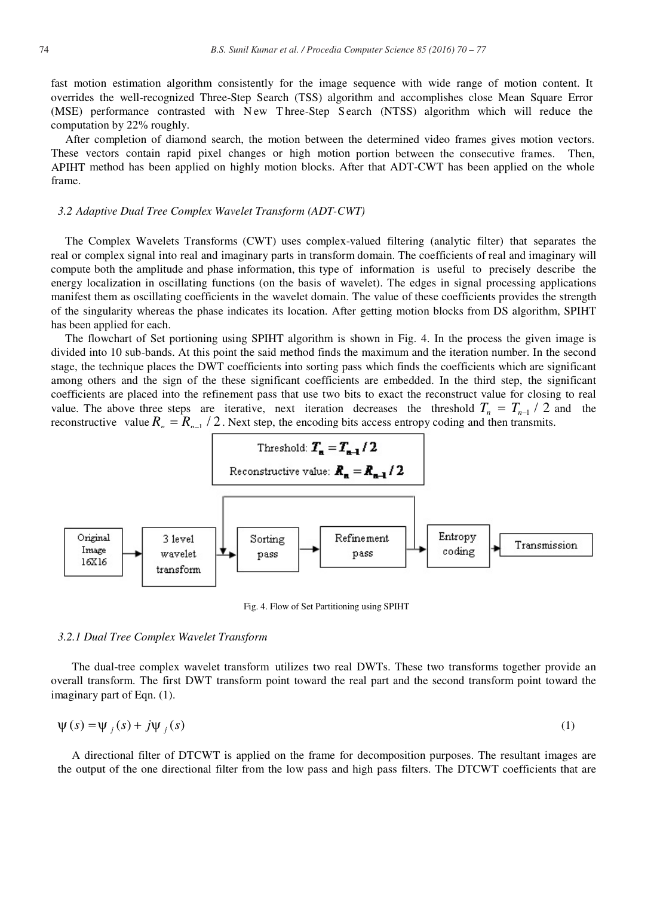fast motion estimation algorithm consistently for the image sequence with wide range of motion content. It overrides the well-recognized Three-Step Search (TSS) algorithm and accomplishes close Mean Square Error (MSE) performance contrasted with New Three-Step Search (NTSS) algorithm which will reduce the computation by 22% roughly.

After completion of diamond search, the motion between the determined video frames gives motion vectors. These vectors contain rapid pixel changes or high motion portion between the consecutive frames. Then, APIHT method has been applied on highly motion blocks. After that ADT-CWT has been applied on the whole frame.

### *3.2 Adaptive Dual Tree Complex Wavelet Transform (ADT-CWT)*

The Complex Wavelets Transforms (CWT) uses complex-valued filtering (analytic filter) that separates the real or complex signal into real and imaginary parts in transform domain. The coefficients of real and imaginary will compute both the amplitude and phase information, this type of information is useful to precisely describe the energy localization in oscillating functions (on the basis of wavelet). The edges in signal processing applications manifest them as oscillating coefficients in the wavelet domain. The value of these coefficients provides the strength of the singularity whereas the phase indicates its location. After getting motion blocks from DS algorithm, SPIHT has been applied for each.

The flowchart of Set portioning using SPIHT algorithm is shown in Fig. 4. In the process the given image is divided into 10 sub-bands. At this point the said method finds the maximum and the iteration number. In the second stage, the technique places the DWT coefficients into sorting pass which finds the coefficients which are significant among others and the sign of the these significant coefficients are embedded. In the third step, the significant coefficients are placed into the refinement pass that use two bits to exact the reconstruct value for closing to real value. The above three steps are iterative, next iteration decreases the threshold $T_n = T_{n-1} / 2$ and the reconstructive value $R_n = R_{n-1} / 2$. Next step, the encoding bits access entropy coding and then transmits.

Threshold: $T_n = T_{n-1} / 2$

Reconstructive value: $R_n = R_{n-1} / 2$

Original Image 16X16 → 3 level wavelet transform → Sorting pass → Refinement pass → Entropy coding → Transmission

Fig. 4. Flow of Set Partitioning using SPIHT

#### *3.2.1 Dual Tree Complex Wavelet Transform*

The dual-tree complex wavelet transform utilizes two real DWTs. These two transforms together provide an overall transform. The first DWT transform point toward the real part and the second transform point toward the imaginary part of Eqn. (1).

$$\psi(s) = \psi_j(s) + j\psi_j(s) \tag{1}$$

A directional filter of DTCWT is applied on the frame for decomposition purposes. The resultant images are the output of the one directional filter from the low pass and high pass filters. The DTCWT coefficients that are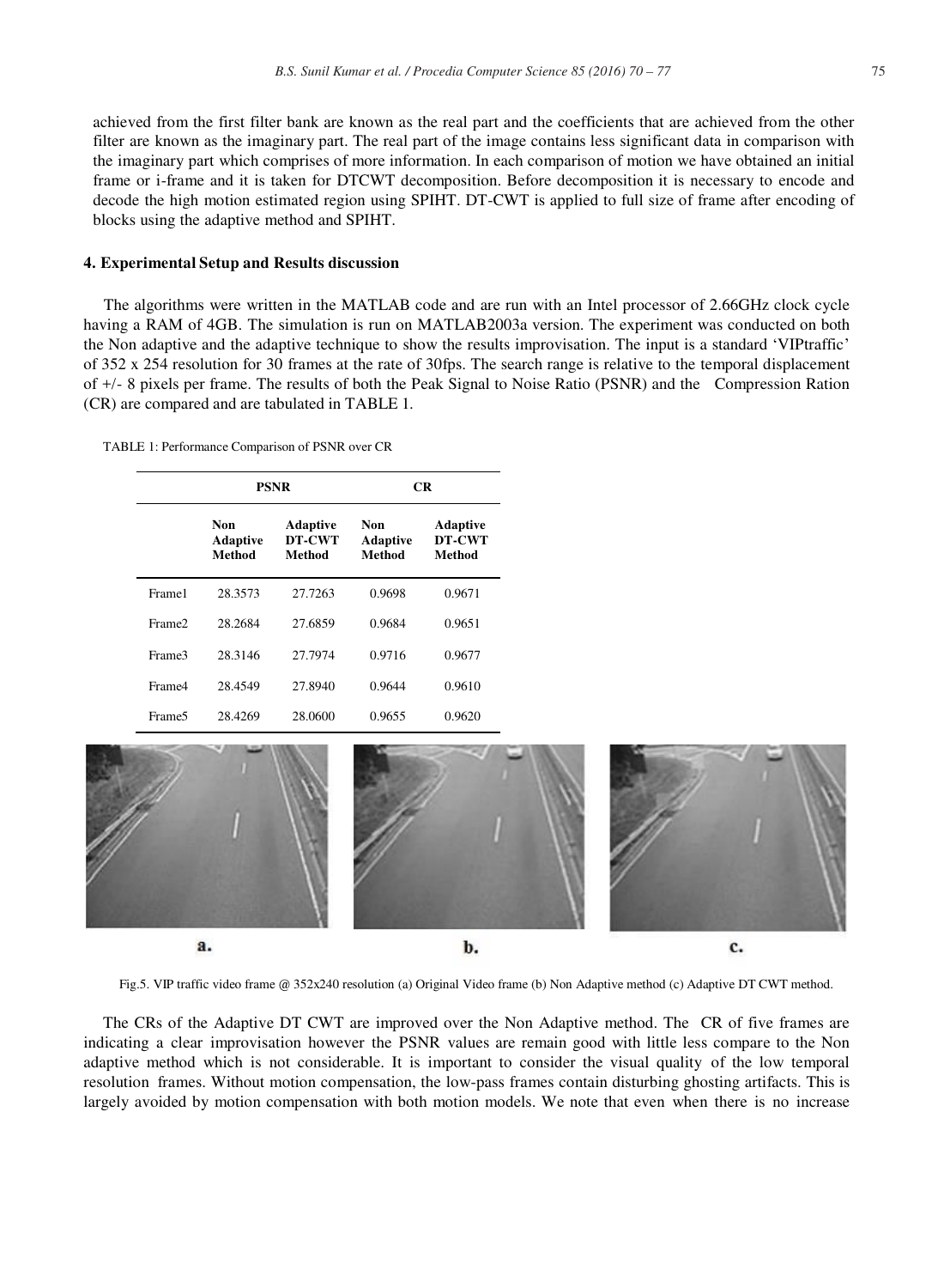achieved from the first filter bank are known as the real part and the coefficients that are achieved from the other filter are known as the imaginary part. The real part of the image contains less significant data in comparison with the imaginary part which comprises of more information. In each comparison of motion we have obtained an initial frame or i-frame and it is taken for DTCWT decomposition. Before decomposition it is necessary to encode and decode the high motion estimated region using SPIHT. DT-CWT is applied to full size of frame after encoding of blocks using the adaptive method and SPIHT.

## 4. Experimental Setup and Results discussion

The algorithms were written in the MATLAB code and are run with an Intel processor of 2.66GHz clock cycle having a RAM of 4GB. The simulation is run on MATLAB2003a version. The experiment was conducted on both the Non adaptive and the adaptive technique to show the results improvisation. The input is a standard 'VIPtraffic' of 352 x 254 resolution for 30 frames at the rate of 30fps. The search range is relative to the temporal displacement of +/- 8 pixels per frame. The results of both the Peak Signal to Noise Ratio (PSNR) and the Compression Ration (CR) are compared and are tabulated in TABLE 1.

TABLE 1: Performance Comparison of PSNR over CR

| | PSNR | | CR | |
|---|---|---|---|---|
| | **Non Adaptive Method** | **Adaptive DT-CWT Method** | **Non Adaptive Method** | **Adaptive DT-CWT Method** |
| Frame1 | 28.3573 | 27.7263 | 0.9698 | 0.9671 |
| Frame2 | 28.2684 | 27.6859 | 0.9684 | 0.9651 |
| Frame3 | 28.3146 | 27.7974 | 0.9716 | 0.9677 |
| Frame4 | 28.4549 | 27.8940 | 0.9644 | 0.9610 |
| Frame5 | 28.4269 | 28.0600 | 0.9655 | 0.9620 |

a. b. c.

Fig.5. VIP traffic video frame @ 352x240 resolution (a) Original Video frame (b) Non Adaptive method (c) Adaptive DT CWT method.

The CRs of the Adaptive DT CWT are improved over the Non Adaptive method. The CR of five frames are indicating a clear improvisation however the PSNR values are remain good with little less compare to the Non adaptive method which is not considerable. It is important to consider the visual quality of the low temporal resolution frames. Without motion compensation, the low-pass frames contain disturbing ghosting artifacts. This is largely avoided by motion compensation with both motion models. We note that even when there is no increase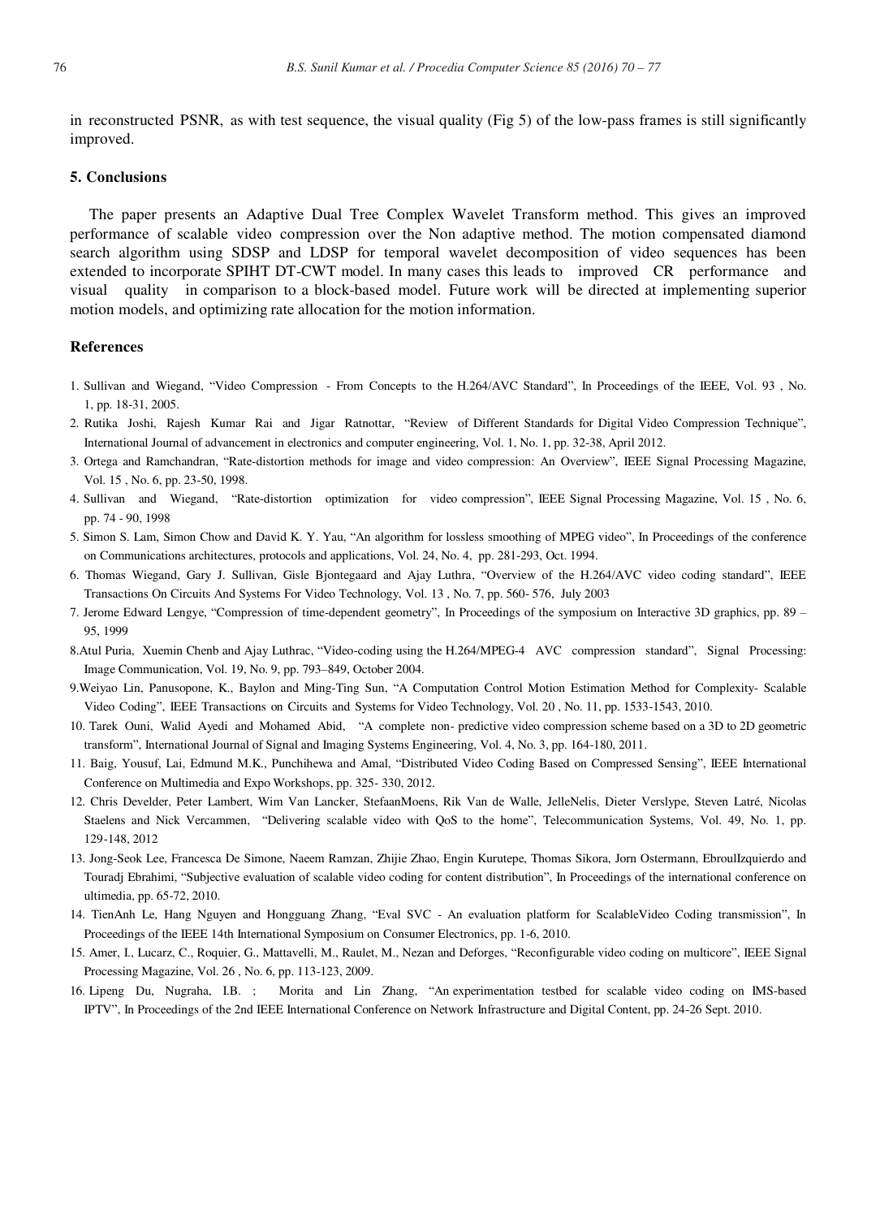in reconstructed PSNR, as with test sequence, the visual quality (Fig 5) of the low-pass frames is still significantly improved.

## 5. Conclusions

The paper presents an Adaptive Dual Tree Complex Wavelet Transform method. This gives an improved performance of scalable video compression over the Non adaptive method. The motion compensated diamond search algorithm using SDSP and LDSP for temporal wavelet decomposition of video sequences has been extended to incorporate SPIHT DT-CWT model. In many cases this leads to improved CR performance and visual quality in comparison to a block-based model. Future work will be directed at implementing superior motion models, and optimizing rate allocation for the motion information.

## References

1. Sullivan and Wiegand, "Video Compression - From Concepts to the H.264/AVC Standard", In Proceedings of the IEEE, Vol. 93 , No. 1, pp. 18-31, 2005.
2. Rutika Joshi, Rajesh Kumar Rai and Jigar Ratnottar, "Review of Different Standards for Digital Video Compression Technique", International Journal of advancement in electronics and computer engineering, Vol. 1, No. 1, pp. 32-38, April 2012.
3. Ortega and Ramchandran, "Rate-distortion methods for image and video compression: An Overview", IEEE Signal Processing Magazine, Vol. 15 , No. 6, pp. 23-50, 1998.
4. Sullivan and Wiegand, "Rate-distortion optimization for video compression", IEEE Signal Processing Magazine, Vol. 15 , No. 6, pp. 74 - 90, 1998
5. Simon S. Lam, Simon Chow and David K. Y. Yau, "An algorithm for lossless smoothing of MPEG video", In Proceedings of the conference on Communications architectures, protocols and applications, Vol. 24, No. 4, pp. 281-293, Oct. 1994.
6. Thomas Wiegand, Gary J. Sullivan, Gisle Bjontegaard and Ajay Luthra, "Overview of the H.264/AVC video coding standard", IEEE Transactions On Circuits And Systems For Video Technology, Vol. 13 , No. 7, pp. 560- 576, July 2003
7. Jerome Edward Lengye, "Compression of time-dependent geometry", In Proceedings of the symposium on Interactive 3D graphics, pp. 89 – 95, 1999
8. Atul Puria, Xuemin Chenb and Ajay Luthrac, "Video-coding using the H.264/MPEG-4 AVC compression standard", Signal Processing: Image Communication, Vol. 19, No. 9, pp. 793–849, October 2004.
9. Weiyao Lin, Panusopone, K., Baylon and Ming-Ting Sun, "A Computation Control Motion Estimation Method for Complexity- Scalable Video Coding", IEEE Transactions on Circuits and Systems for Video Technology, Vol. 20 , No. 11, pp. 1533-1543, 2010.
10. Tarek Ouni, Walid Ayedi and Mohamed Abid, "A complete non- predictive video compression scheme based on a 3D to 2D geometric transform", International Journal of Signal and Imaging Systems Engineering, Vol. 4, No. 3, pp. 164-180, 2011.
11. Baig, Yousuf, Lai, Edmund M.K., Punchihewa and Amal, "Distributed Video Coding Based on Compressed Sensing", IEEE International Conference on Multimedia and Expo Workshops, pp. 325- 330, 2012.
12. Chris Develder, Peter Lambert, Wim Van Lancker, StefaanMoens, Rik Van de Walle, JelleNelis, Dieter Verslype, Steven Latré, Nicolas Staelens and Nick Vercammen, "Delivering scalable video with QoS to the home", Telecommunication Systems, Vol. 49, No. 1, pp. 129-148, 2012
13. Jong-Seok Lee, Francesca De Simone, Naeem Ramzan, Zhijie Zhao, Engin Kurutepe, Thomas Sikora, Jorn Ostermann, EbroulIzquierdo and Touradj Ebrahimi, "Subjective evaluation of scalable video coding for content distribution", In Proceedings of the international conference on ultimedia, pp. 65-72, 2010.
14. TienAnh Le, Hang Nguyen and Hongguang Zhang, "Eval SVC - An evaluation platform for ScalableVideo Coding transmission", In Proceedings of the IEEE 14th International Symposium on Consumer Electronics, pp. 1-6, 2010.
15. Amer, I., Lucarz, C., Roquier, G., Mattavelli, M., Raulet, M., Nezan and Deforges, "Reconfigurable video coding on multicore", IEEE Signal Processing Magazine, Vol. 26 , No. 6, pp. 113-123, 2009.
16. Lipeng Du, Nugraha, I.B. ; Morita and Lin Zhang, "An experimentation testbed for scalable video coding on IMS-based IPTV", In Proceedings of the 2nd IEEE International Conference on Network Infrastructure and Digital Content, pp. 24-26 Sept. 2010.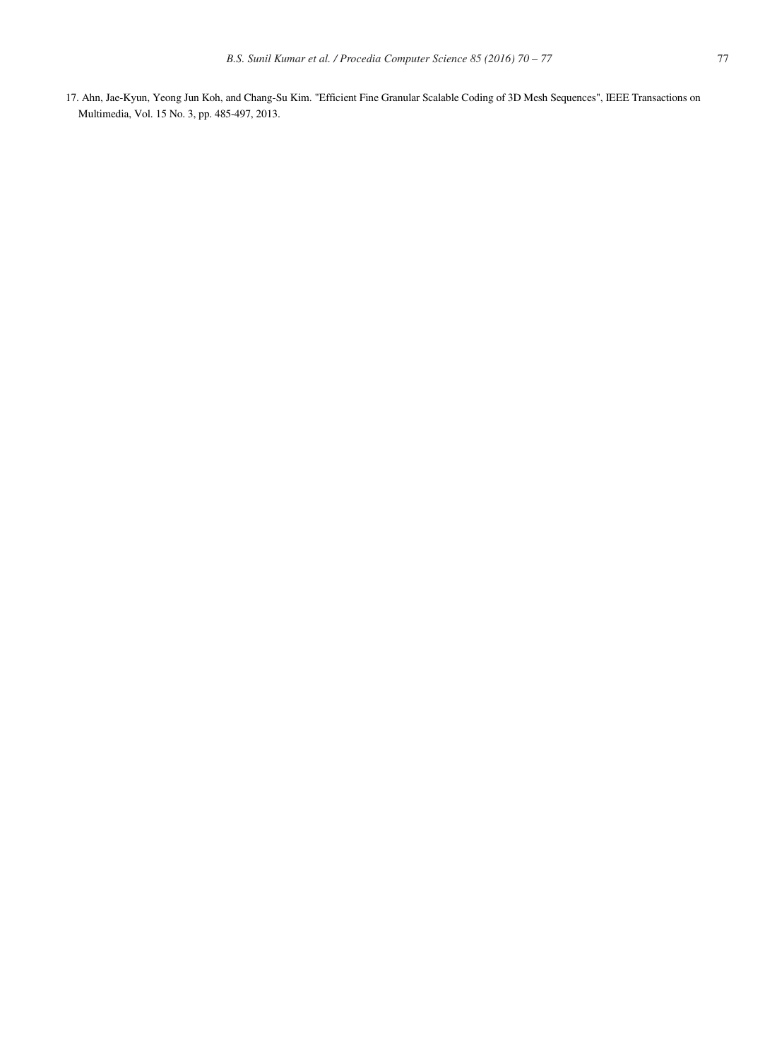17. Ahn, Jae-Kyun, Yeong Jun Koh, and Chang-Su Kim. "Efficient Fine Granular Scalable Coding of 3D Mesh Sequences", IEEE Transactions on Multimedia, Vol. 15 No. 3, pp. 485-497, 2013.